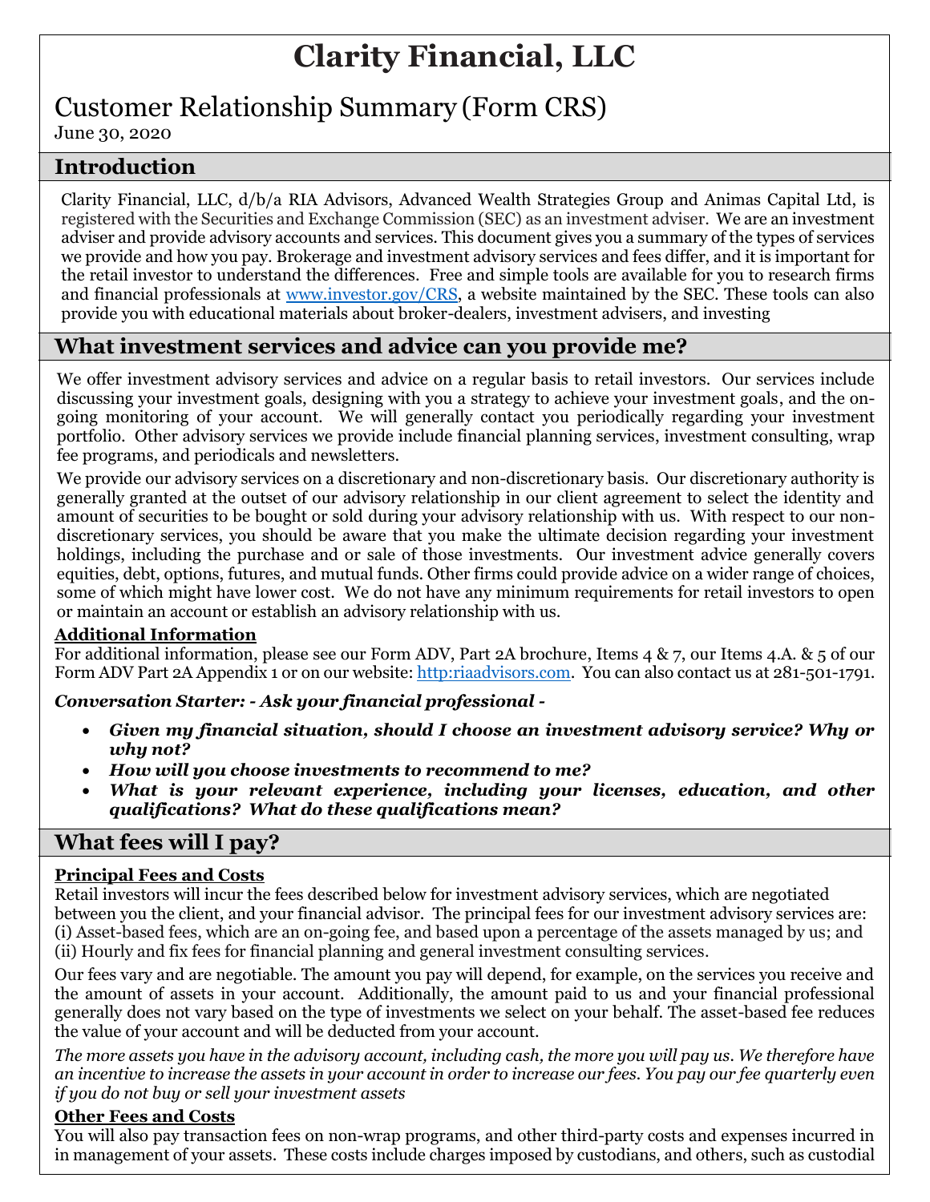# Clarity Financial, LLC

## Customer Relationship Summary (Form CRS)

June 30, 2020

## Introduction

Clarity Financial, LLC, d/b/a RIA Advisors, Advanced Wealth Strategies Group and Animas Capital Ltd, is registered with the Securities and Exchange Commission (SEC) as an investment adviser. We are an investment adviser and provide advisory accounts and services. This document gives you a summary of the types of services we provide and how you pay. Brokerage and investment advisory services and fees differ, and it is important for the retail investor to understand the differences. Free and simple tools are available for you to research firms and financial professionals at [www.investor.gov/CRS](http://www.investor.gov/CRS), a website maintained by the SEC. These tools can also provide you with educational materials about broker-dealers, investment advisers, and investing

## What investment services and advice can you provide me?

We offer investment advisory services and advice on a regular basis to retail investors. Our services include discussing your investment goals, designing with you a strategy to achieve your investment goals, and the on-going monitoring of your account. We will generally contact you periodically regarding your investment portfolio. Other advisory services we provide include financial planning services, investment consulting, wrap fee programs, and periodicals and newsletters.

We provide our advisory services on a discretionary and non-discretionary basis. Our discretionary authority is generally granted at the outset of our advisory relationship in our client agreement to select the identity and amount of securities to be bought or sold during your advisory relationship with us. With respect to our non-discretionary services, you should be aware that you make the ultimate decision regarding your investment holdings, including the purchase and or sale of those investments. Our investment advice generally covers equities, debt, options, futures, and mutual funds. Other firms could provide advice on a wider range of choices, some of which might have lower cost. We do not have any minimum requirements for retail investors to open or maintain an account or establish an advisory relationship with us.

### Additional Information

For additional information, please see our Form ADV, Part 2A brochure, Items 4 & 7, our Items 4.A. & 5 of our Form ADV Part 2A Appendix 1 or on our website: [http:riaadvisors.com](http:riaadvisors.com). You can also contact us at 281-501-1791.

***Conversation Starter: - Ask your financial professional -***

- ***Given my financial situation, should I choose an investment advisory service? Why or why not?***
- ***How will you choose investments to recommend to me?***
- ***What is your relevant experience, including your licenses, education, and other qualifications? What do these qualifications mean?***

## What fees will I pay?

### Principal Fees and Costs

Retail investors will incur the fees described below for investment advisory services, which are negotiated between you the client, and your financial advisor. The principal fees for our investment advisory services are: (i) Asset-based fees, which are an on-going fee, and based upon a percentage of the assets managed by us; and (ii) Hourly and fix fees for financial planning and general investment consulting services.

Our fees vary and are negotiable. The amount you pay will depend, for example, on the services you receive and the amount of assets in your account. Additionally, the amount paid to us and your financial professional generally does not vary based on the type of investments we select on your behalf. The asset-based fee reduces the value of your account and will be deducted from your account.

*The more assets you have in the advisory account, including cash, the more you will pay us. We therefore have an incentive to increase the assets in your account in order to increase our fees. You pay our fee quarterly even if you do not buy or sell your investment assets*

### Other Fees and Costs

You will also pay transaction fees on non-wrap programs, and other third-party costs and expenses incurred in in management of your assets. These costs include charges imposed by custodians, and others, such as custodial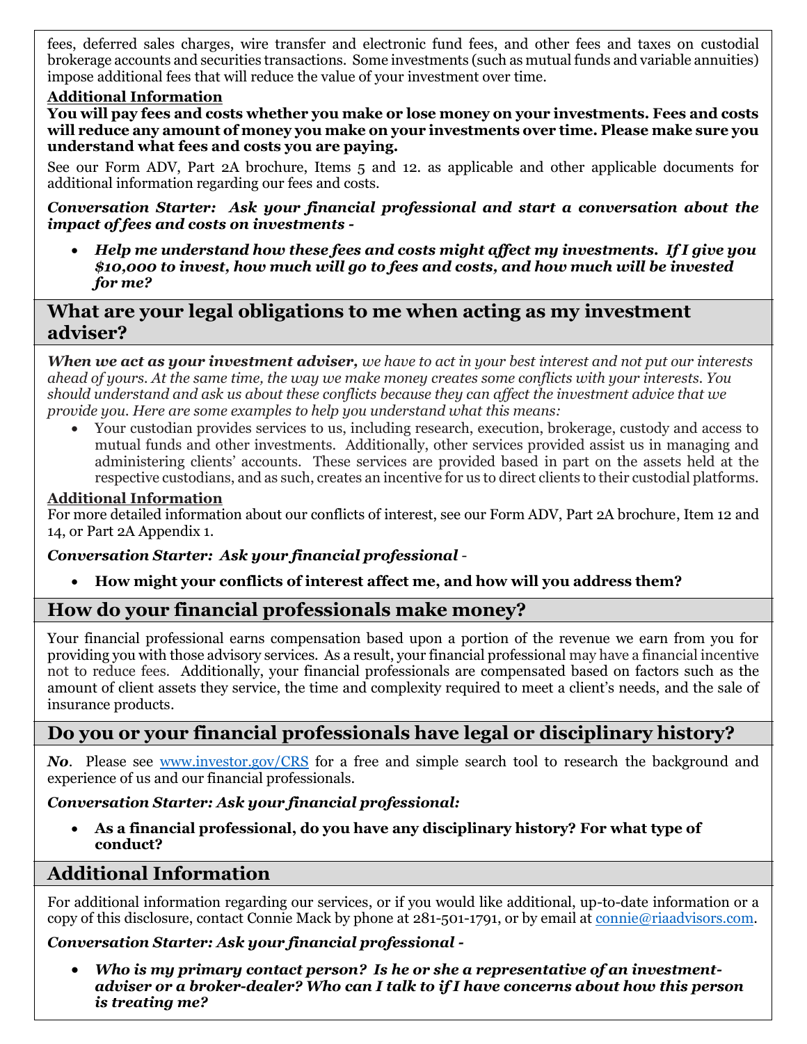fees, deferred sales charges, wire transfer and electronic fund fees, and other fees and taxes on custodial brokerage accounts and securities transactions. Some investments (such as mutual funds and variable annuities) impose additional fees that will reduce the value of your investment over time.

**Additional Information**

**You will pay fees and costs whether you make or lose money on your investments. Fees and costs will reduce any amount of money you make on your investments over time. Please make sure you understand what fees and costs you are paying.**

See our Form ADV, Part 2A brochure, Items 5 and 12. as applicable and other applicable documents for additional information regarding our fees and costs.

***Conversation Starter: Ask your financial professional and start a conversation about the impact of fees and costs on investments -***

- ***Help me understand how these fees and costs might affect my investments. If I give you $10,000 to invest, how much will go to fees and costs, and how much will be invested for me?***

## What are your legal obligations to me when acting as my investment adviser?

***When we act as your investment adviser,*** *we have to act in your best interest and not put our interests ahead of yours. At the same time, the way we make money creates some conflicts with your interests. You should understand and ask us about these conflicts because they can affect the investment advice that we provide you. Here are some examples to help you understand what this means:*

- Your custodian provides services to us, including research, execution, brokerage, custody and access to mutual funds and other investments. Additionally, other services provided assist us in managing and administering clients' accounts. These services are provided based in part on the assets held at the respective custodians, and as such, creates an incentive for us to direct clients to their custodial platforms.

**Additional Information**

For more detailed information about our conflicts of interest, see our Form ADV, Part 2A brochure, Item 12 and 14, or Part 2A Appendix 1.

***Conversation Starter: Ask your financial professional*** -

- **How might your conflicts of interest affect me, and how will you address them?**

## How do your financial professionals make money?

Your financial professional earns compensation based upon a portion of the revenue we earn from you for providing you with those advisory services. As a result, your financial professional may have a financial incentive not to reduce fees. Additionally, your financial professionals are compensated based on factors such as the amount of client assets they service, the time and complexity required to meet a client's needs, and the sale of insurance products.

## Do you or your financial professionals have legal or disciplinary history?

***No***. Please see www.investor.gov/CRS for a free and simple search tool to research the background and experience of us and our financial professionals.

***Conversation Starter: Ask your financial professional:***

- **As a financial professional, do you have any disciplinary history? For what type of conduct?**

## Additional Information

For additional information regarding our services, or if you would like additional, up-to-date information or a copy of this disclosure, contact Connie Mack by phone at 281-501-1791, or by email at connie@riaadvisors.com.

***Conversation Starter: Ask your financial professional -***

- ***Who is my primary contact person? Is he or she a representative of an investment-adviser or a broker-dealer? Who can I talk to if I have concerns about how this person is treating me?***